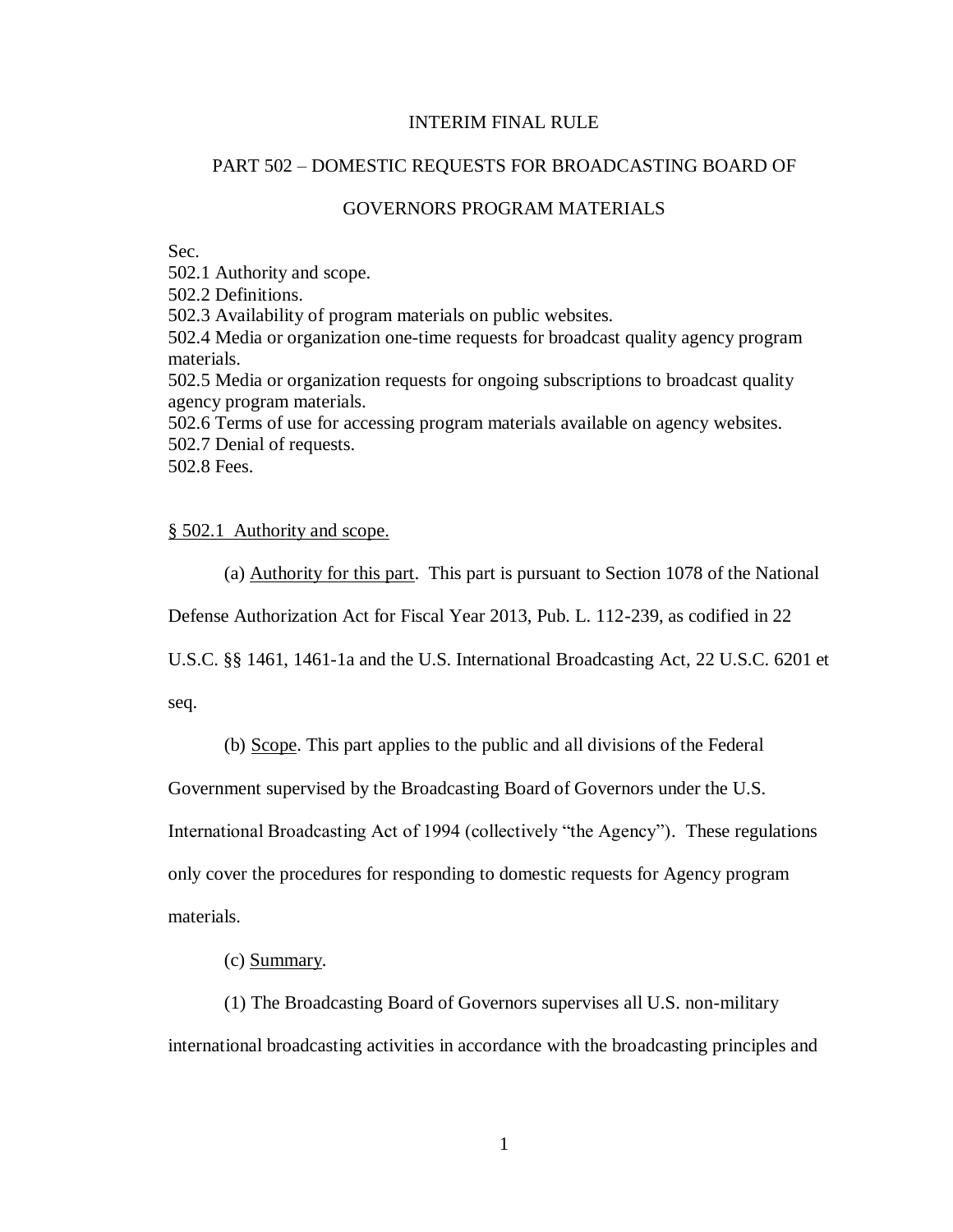# INTERIM FINAL RULE

## PART 502 – DOMESTIC REQUESTS FOR BROADCASTING BOARD OF GOVERNORS PROGRAM MATERIALS

Sec.
502.1 Authority and scope.
502.2 Definitions.
502.3 Availability of program materials on public websites.
502.4 Media or organization one-time requests for broadcast quality agency program materials.
502.5 Media or organization requests for ongoing subscriptions to broadcast quality agency program materials.
502.6 Terms of use for accessing program materials available on agency websites.
502.7 Denial of requests.
502.8 Fees.

### § 502.1 Authority and scope.

(a) Authority for this part. This part is pursuant to Section 1078 of the National Defense Authorization Act for Fiscal Year 2013, Pub. L. 112-239, as codified in 22 U.S.C. §§ 1461, 1461-1a and the U.S. International Broadcasting Act, 22 U.S.C. 6201 et seq.

(b) Scope. This part applies to the public and all divisions of the Federal Government supervised by the Broadcasting Board of Governors under the U.S. International Broadcasting Act of 1994 (collectively "the Agency"). These regulations only cover the procedures for responding to domestic requests for Agency program materials.

(c) Summary.

(1) The Broadcasting Board of Governors supervises all U.S. non-military international broadcasting activities in accordance with the broadcasting principles and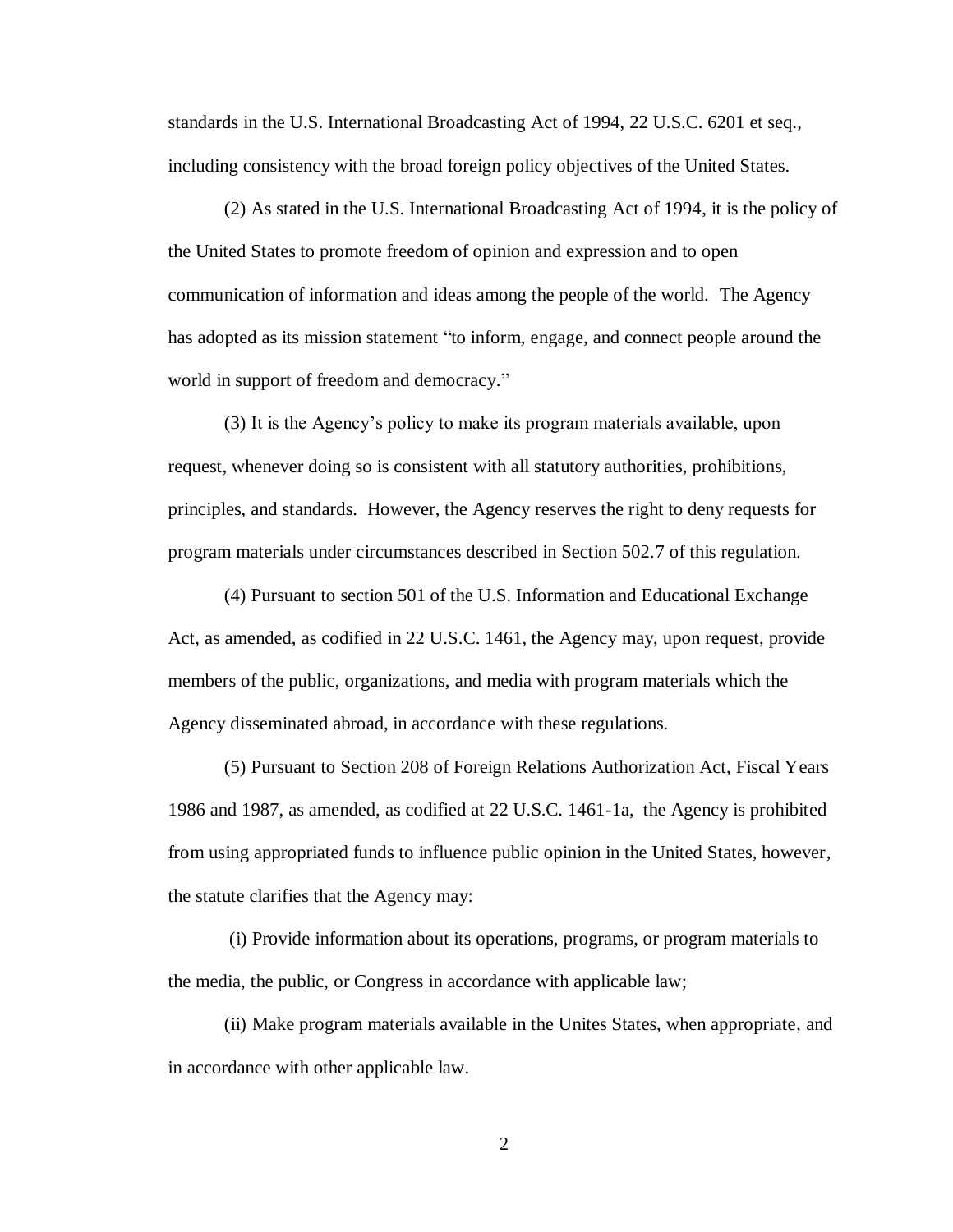standards in the U.S. International Broadcasting Act of 1994, 22 U.S.C. 6201 et seq., including consistency with the broad foreign policy objectives of the United States.

(2) As stated in the U.S. International Broadcasting Act of 1994, it is the policy of the United States to promote freedom of opinion and expression and to open communication of information and ideas among the people of the world. The Agency has adopted as its mission statement "to inform, engage, and connect people around the world in support of freedom and democracy."

(3) It is the Agency's policy to make its program materials available, upon request, whenever doing so is consistent with all statutory authorities, prohibitions, principles, and standards. However, the Agency reserves the right to deny requests for program materials under circumstances described in Section 502.7 of this regulation.

(4) Pursuant to section 501 of the U.S. Information and Educational Exchange Act, as amended, as codified in 22 U.S.C. 1461, the Agency may, upon request, provide members of the public, organizations, and media with program materials which the Agency disseminated abroad, in accordance with these regulations.

(5) Pursuant to Section 208 of Foreign Relations Authorization Act, Fiscal Years 1986 and 1987, as amended, as codified at 22 U.S.C. 1461-1a, the Agency is prohibited from using appropriated funds to influence public opinion in the United States, however, the statute clarifies that the Agency may:

(i) Provide information about its operations, programs, or program materials to the media, the public, or Congress in accordance with applicable law;

(ii) Make program materials available in the Unites States, when appropriate, and in accordance with other applicable law.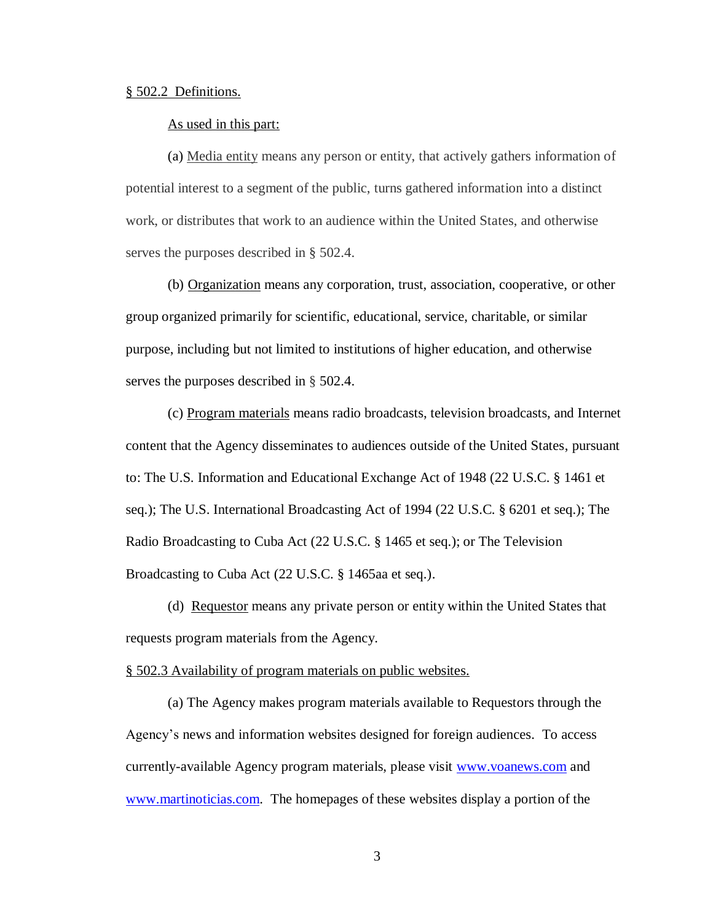§ 502.2 Definitions.

As used in this part:

(a) Media entity means any person or entity, that actively gathers information of potential interest to a segment of the public, turns gathered information into a distinct work, or distributes that work to an audience within the United States, and otherwise serves the purposes described in § 502.4.

(b) Organization means any corporation, trust, association, cooperative, or other group organized primarily for scientific, educational, service, charitable, or similar purpose, including but not limited to institutions of higher education, and otherwise serves the purposes described in § 502.4.

(c) Program materials means radio broadcasts, television broadcasts, and Internet content that the Agency disseminates to audiences outside of the United States, pursuant to: The U.S. Information and Educational Exchange Act of 1948 (22 U.S.C. § 1461 et seq.); The U.S. International Broadcasting Act of 1994 (22 U.S.C. § 6201 et seq.); The Radio Broadcasting to Cuba Act (22 U.S.C. § 1465 et seq.); or The Television Broadcasting to Cuba Act (22 U.S.C. § 1465aa et seq.).

(d) Requestor means any private person or entity within the United States that requests program materials from the Agency.

§ 502.3 Availability of program materials on public websites.

(a) The Agency makes program materials available to Requestors through the Agency's news and information websites designed for foreign audiences. To access currently-available Agency program materials, please visit www.voanews.com and www.martinoticias.com. The homepages of these websites display a portion of the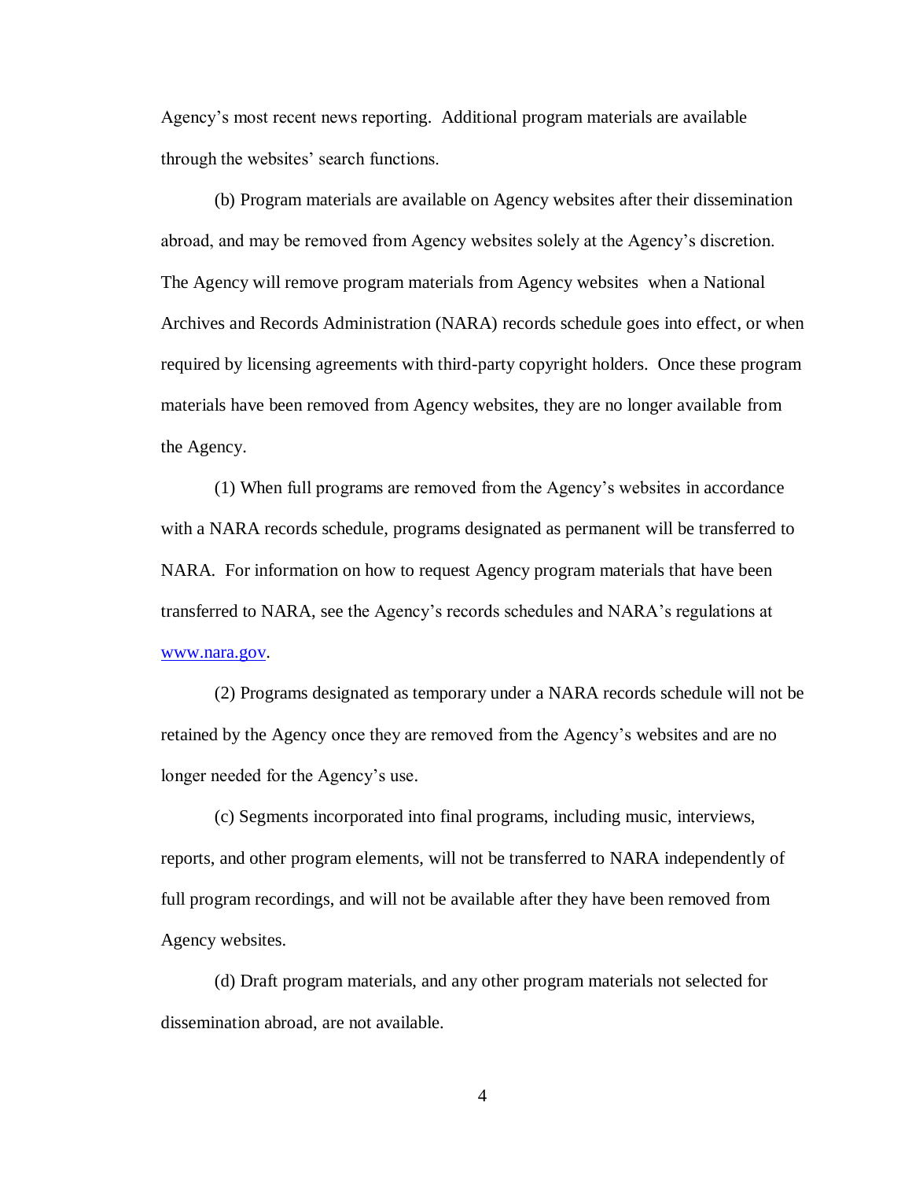Agency's most recent news reporting. Additional program materials are available through the websites' search functions.

(b) Program materials are available on Agency websites after their dissemination abroad, and may be removed from Agency websites solely at the Agency's discretion. The Agency will remove program materials from Agency websites when a National Archives and Records Administration (NARA) records schedule goes into effect, or when required by licensing agreements with third-party copyright holders. Once these program materials have been removed from Agency websites, they are no longer available from the Agency.

(1) When full programs are removed from the Agency's websites in accordance with a NARA records schedule, programs designated as permanent will be transferred to NARA. For information on how to request Agency program materials that have been transferred to NARA, see the Agency's records schedules and NARA's regulations at [www.nara.gov](http://www.nara.gov).

(2) Programs designated as temporary under a NARA records schedule will not be retained by the Agency once they are removed from the Agency's websites and are no longer needed for the Agency's use.

(c) Segments incorporated into final programs, including music, interviews, reports, and other program elements, will not be transferred to NARA independently of full program recordings, and will not be available after they have been removed from Agency websites.

(d) Draft program materials, and any other program materials not selected for dissemination abroad, are not available.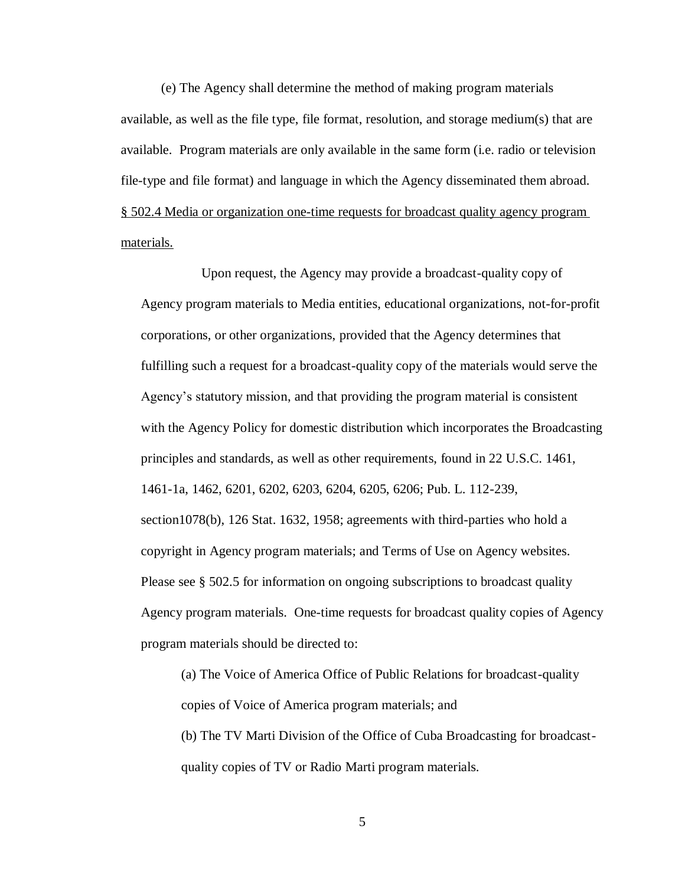(e) The Agency shall determine the method of making program materials available, as well as the file type, file format, resolution, and storage medium(s) that are available. Program materials are only available in the same form (i.e. radio or television file-type and file format) and language in which the Agency disseminated them abroad.

<u>§ 502.4 Media or organization one-time requests for broadcast quality agency program materials.</u>

Upon request, the Agency may provide a broadcast-quality copy of Agency program materials to Media entities, educational organizations, not-for-profit corporations, or other organizations, provided that the Agency determines that fulfilling such a request for a broadcast-quality copy of the materials would serve the Agency's statutory mission, and that providing the program material is consistent with the Agency Policy for domestic distribution which incorporates the Broadcasting principles and standards, as well as other requirements, found in 22 U.S.C. 1461, 1461-1a, 1462, 6201, 6202, 6203, 6204, 6205, 6206; Pub. L. 112-239, section1078(b), 126 Stat. 1632, 1958; agreements with third-parties who hold a copyright in Agency program materials; and Terms of Use on Agency websites. Please see § 502.5 for information on ongoing subscriptions to broadcast quality Agency program materials. One-time requests for broadcast quality copies of Agency program materials should be directed to:

(a) The Voice of America Office of Public Relations for broadcast-quality copies of Voice of America program materials; and

(b) The TV Marti Division of the Office of Cuba Broadcasting for broadcast-quality copies of TV or Radio Marti program materials.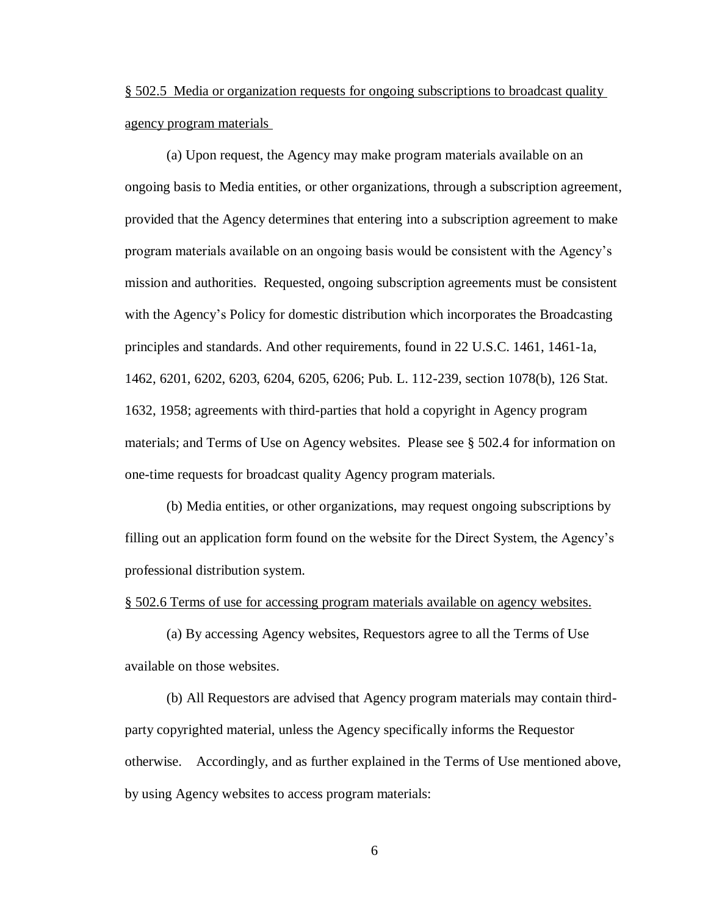§ 502.5 Media or organization requests for ongoing subscriptions to broadcast quality agency program materials

(a) Upon request, the Agency may make program materials available on an ongoing basis to Media entities, or other organizations, through a subscription agreement, provided that the Agency determines that entering into a subscription agreement to make program materials available on an ongoing basis would be consistent with the Agency's mission and authorities. Requested, ongoing subscription agreements must be consistent with the Agency's Policy for domestic distribution which incorporates the Broadcasting principles and standards. And other requirements, found in 22 U.S.C. 1461, 1461-1a, 1462, 6201, 6202, 6203, 6204, 6205, 6206; Pub. L. 112-239, section 1078(b), 126 Stat. 1632, 1958; agreements with third-parties that hold a copyright in Agency program materials; and Terms of Use on Agency websites. Please see § 502.4 for information on one-time requests for broadcast quality Agency program materials.

(b) Media entities, or other organizations, may request ongoing subscriptions by filling out an application form found on the website for the Direct System, the Agency's professional distribution system.

§ 502.6 Terms of use for accessing program materials available on agency websites.

(a) By accessing Agency websites, Requestors agree to all the Terms of Use available on those websites.

(b) All Requestors are advised that Agency program materials may contain third-party copyrighted material, unless the Agency specifically informs the Requestor otherwise. Accordingly, and as further explained in the Terms of Use mentioned above, by using Agency websites to access program materials: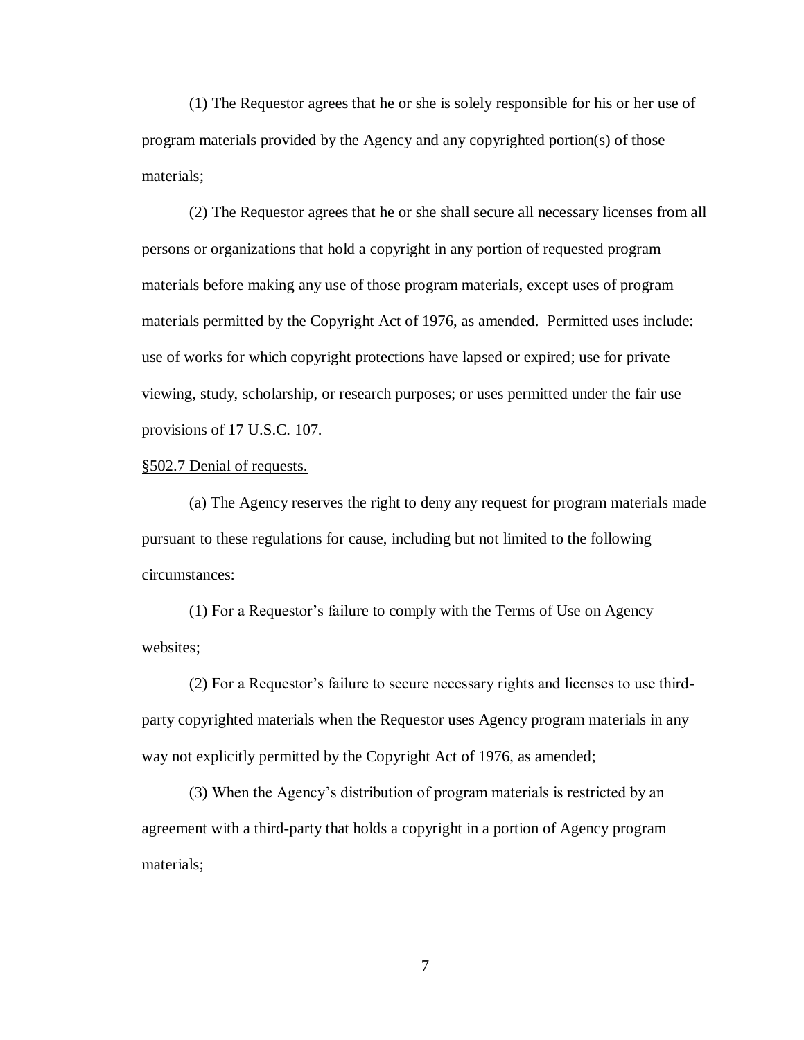(1) The Requestor agrees that he or she is solely responsible for his or her use of program materials provided by the Agency and any copyrighted portion(s) of those materials;

(2) The Requestor agrees that he or she shall secure all necessary licenses from all persons or organizations that hold a copyright in any portion of requested program materials before making any use of those program materials, except uses of program materials permitted by the Copyright Act of 1976, as amended. Permitted uses include: use of works for which copyright protections have lapsed or expired; use for private viewing, study, scholarship, or research purposes; or uses permitted under the fair use provisions of 17 U.S.C. 107.

<u>§502.7 Denial of requests.</u>

(a) The Agency reserves the right to deny any request for program materials made pursuant to these regulations for cause, including but not limited to the following circumstances:

(1) For a Requestor's failure to comply with the Terms of Use on Agency websites;

(2) For a Requestor's failure to secure necessary rights and licenses to use third-party copyrighted materials when the Requestor uses Agency program materials in any way not explicitly permitted by the Copyright Act of 1976, as amended;

(3) When the Agency's distribution of program materials is restricted by an agreement with a third-party that holds a copyright in a portion of Agency program materials;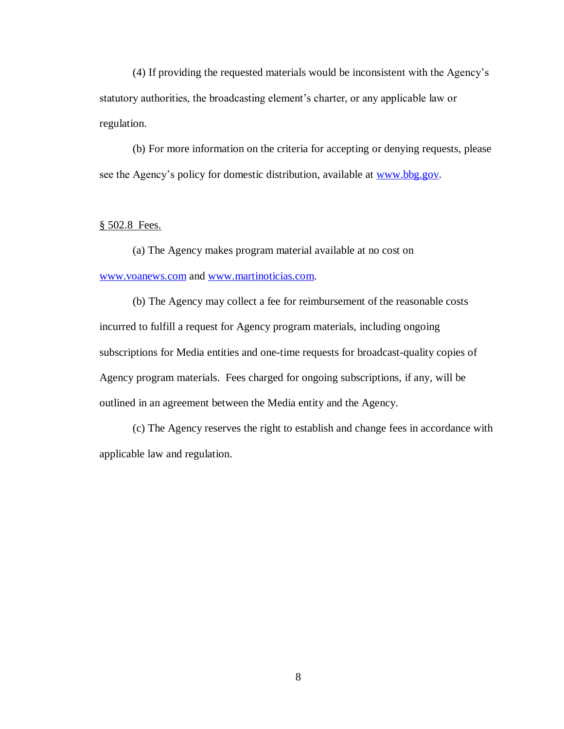(4) If providing the requested materials would be inconsistent with the Agency's statutory authorities, the broadcasting element's charter, or any applicable law or regulation.

(b) For more information on the criteria for accepting or denying requests, please see the Agency's policy for domestic distribution, available at www.bbg.gov.

§ 502.8 Fees.

(a) The Agency makes program material available at no cost on www.voanews.com and www.martinoticias.com.

(b) The Agency may collect a fee for reimbursement of the reasonable costs incurred to fulfill a request for Agency program materials, including ongoing subscriptions for Media entities and one-time requests for broadcast-quality copies of Agency program materials. Fees charged for ongoing subscriptions, if any, will be outlined in an agreement between the Media entity and the Agency.

(c) The Agency reserves the right to establish and change fees in accordance with applicable law and regulation.